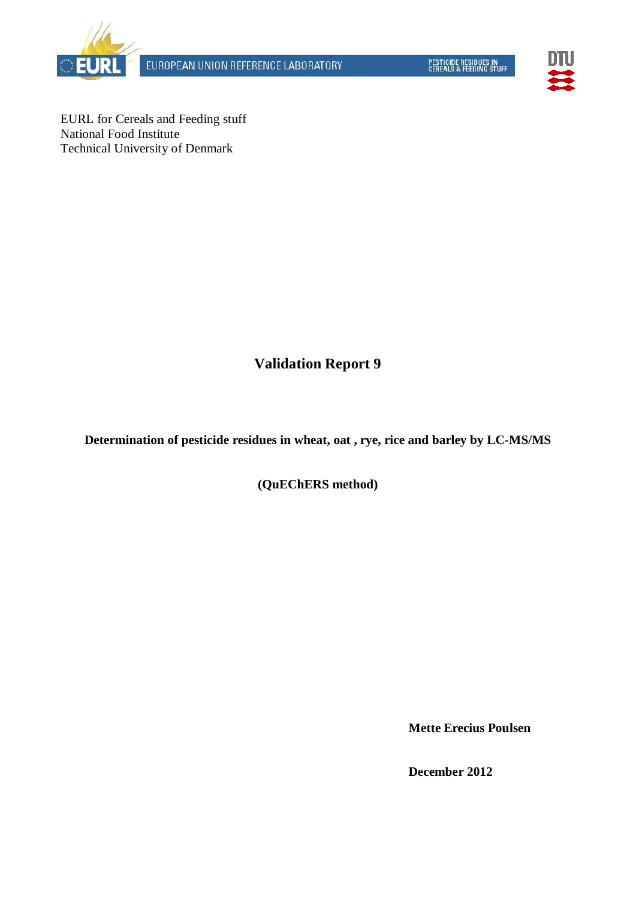EUROPEAN UNION REFERENCE LABORATORY

PESTICIDE RESIDUES IN CEREALS & FEEDING STUFF

EURL for Cereals and Feeding stuff
National Food Institute
Technical University of Denmark

# Validation Report 9

**Determination of pesticide residues in wheat, oat , rye, rice and barley by LC-MS/MS**

**(QuEChERS method)**

**Mette Erecius Poulsen**

**December 2012**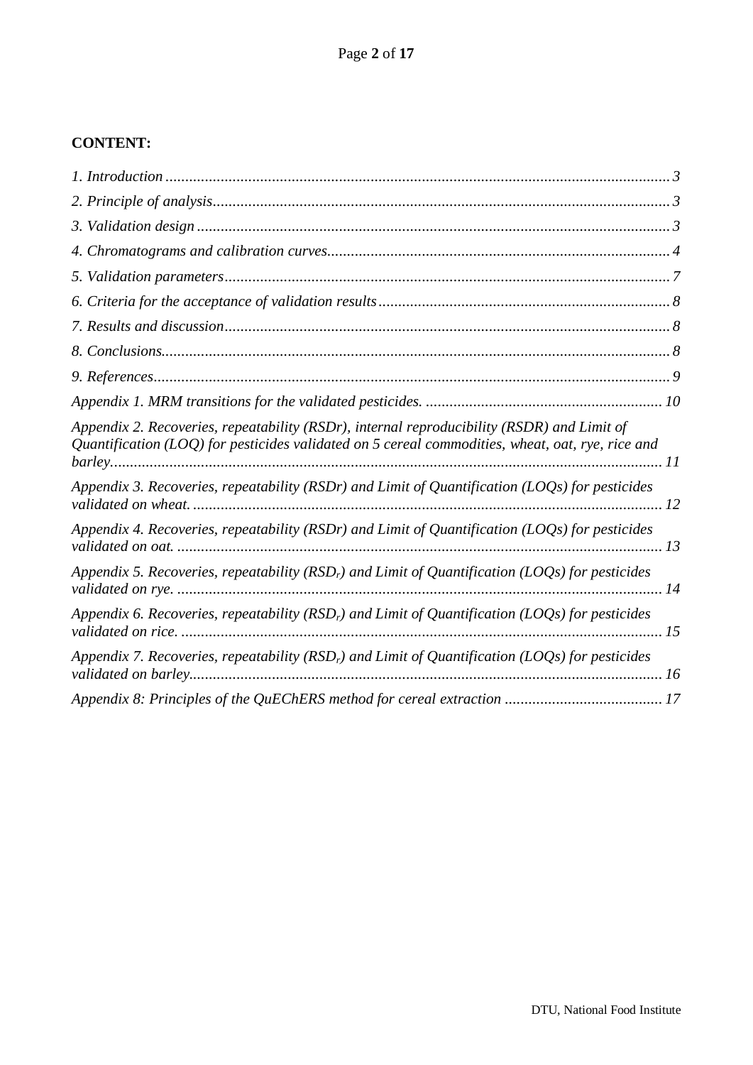**CONTENT:**

*1. Introduction* ........ 3

*2. Principle of analysis* ........ 3

*3. Validation design* ........ 3

*4. Chromatograms and calibration curves* ........ 4

*5. Validation parameters* ........ 7

*6. Criteria for the acceptance of validation results* ........ 8

*7. Results and discussion* ........ 8

*8. Conclusions* ........ 8

*9. References* ........ 9

*Appendix 1. MRM transitions for the validated pesticides.* ........ 10

*Appendix 2. Recoveries, repeatability (RSDr), internal reproducibility (RSDR) and Limit of Quantification (LOQ) for pesticides validated on 5 cereal commodities, wheat, oat, rye, rice and barley* ........ 11

*Appendix 3. Recoveries, repeatability (RSDr) and Limit of Quantification (LOQs) for pesticides validated on wheat.* ........ 12

*Appendix 4. Recoveries, repeatability (RSDr) and Limit of Quantification (LOQs) for pesticides validated on oat.* ........ 13

*Appendix 5. Recoveries, repeatability ($RSD_r$) and Limit of Quantification (LOQs) for pesticides validated on rye.* ........ 14

*Appendix 6. Recoveries, repeatability ($RSD_r$) and Limit of Quantification (LOQs) for pesticides validated on rice.* ........ 15

*Appendix 7. Recoveries, repeatability ($RSD_r$) and Limit of Quantification (LOQs) for pesticides validated on barley* ........ 16

*Appendix 8: Principles of the QuEChERS method for cereal extraction* ........ 17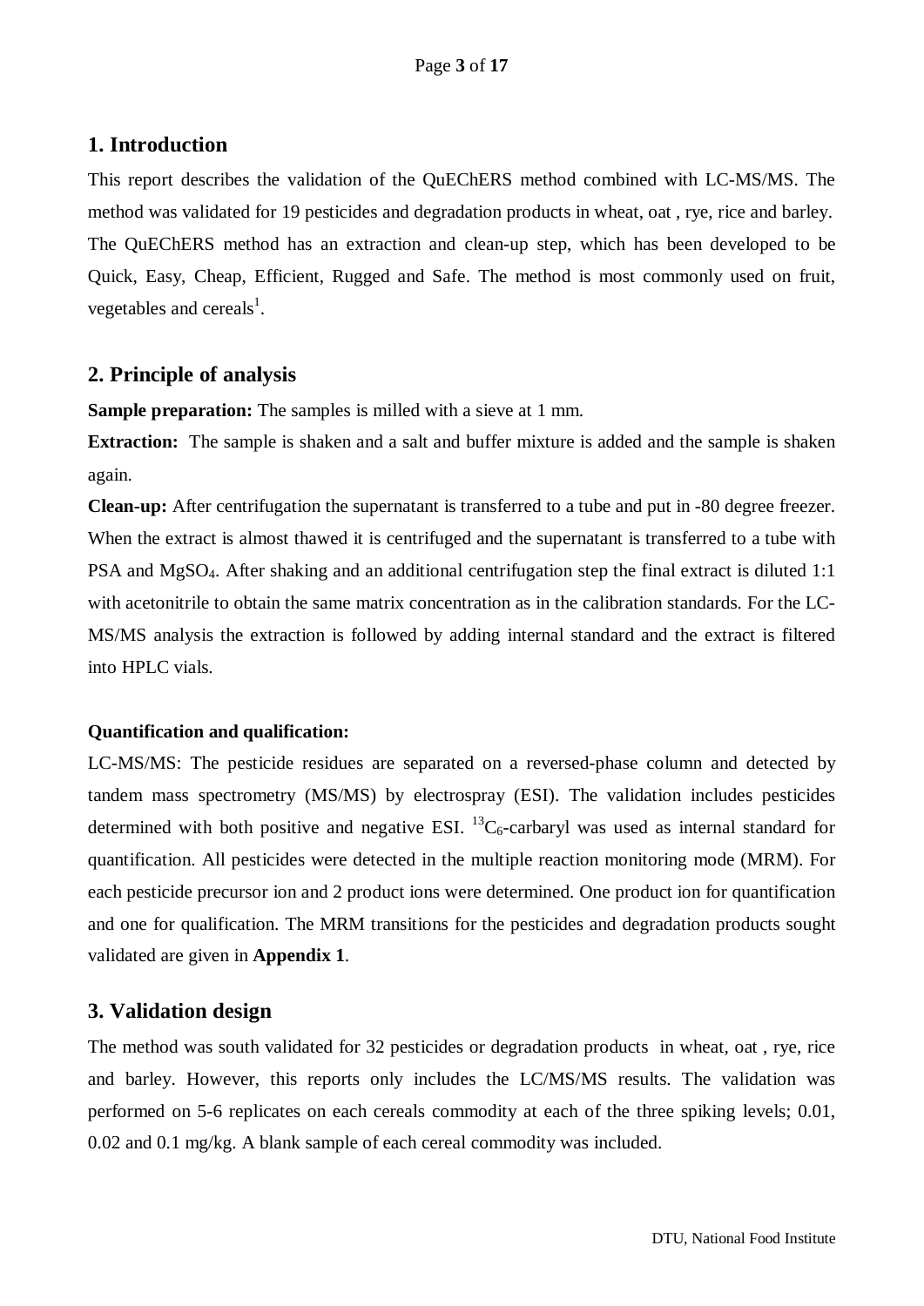## 1. Introduction

This report describes the validation of the QuEChERS method combined with LC-MS/MS. The method was validated for 19 pesticides and degradation products in wheat, oat , rye, rice and barley. The QuEChERS method has an extraction and clean-up step, which has been developed to be Quick, Easy, Cheap, Efficient, Rugged and Safe. The method is most commonly used on fruit, vegetables and cereals[1].

## 2. Principle of analysis

**Sample preparation:** The samples is milled with a sieve at 1 mm.

**Extraction:** The sample is shaken and a salt and buffer mixture is added and the sample is shaken again.

**Clean-up:** After centrifugation the supernatant is transferred to a tube and put in -80 degree freezer. When the extract is almost thawed it is centrifuged and the supernatant is transferred to a tube with PSA and $MgSO_4$. After shaking and an additional centrifugation step the final extract is diluted 1:1 with acetonitrile to obtain the same matrix concentration as in the calibration standards. For the LC-MS/MS analysis the extraction is followed by adding internal standard and the extract is filtered into HPLC vials.

**Quantification and qualification:**

LC-MS/MS: The pesticide residues are separated on a reversed-phase column and detected by tandem mass spectrometry (MS/MS) by electrospray (ESI). The validation includes pesticides determined with both positive and negative ESI. $^{13}C_6$-carbaryl was used as internal standard for quantification. All pesticides were detected in the multiple reaction monitoring mode (MRM). For each pesticide precursor ion and 2 product ions were determined. One product ion for quantification and one for qualification. The MRM transitions for the pesticides and degradation products sought validated are given in **Appendix 1**.

## 3. Validation design

The method was south validated for 32 pesticides or degradation products in wheat, oat , rye, rice and barley. However, this reports only includes the LC/MS/MS results. The validation was performed on 5-6 replicates on each cereals commodity at each of the three spiking levels; 0.01, 0.02 and 0.1 mg/kg. A blank sample of each cereal commodity was included.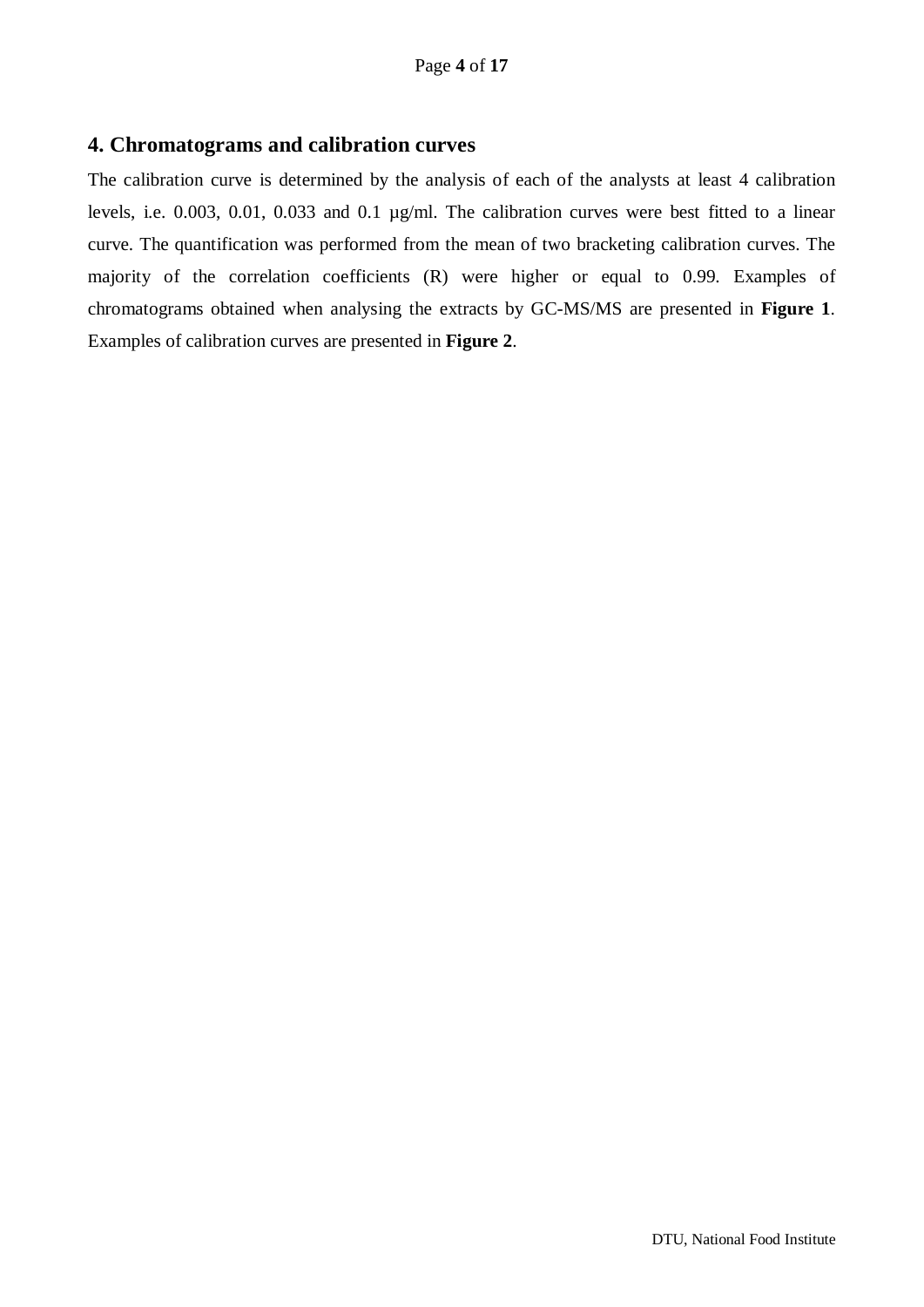## 4. Chromatograms and calibration curves

The calibration curve is determined by the analysis of each of the analysts at least 4 calibration levels, i.e. 0.003, 0.01, 0.033 and 0.1 µg/ml. The calibration curves were best fitted to a linear curve. The quantification was performed from the mean of two bracketing calibration curves. The majority of the correlation coefficients (R) were higher or equal to 0.99. Examples of chromatograms obtained when analysing the extracts by GC-MS/MS are presented in **Figure 1**. Examples of calibration curves are presented in **Figure 2**.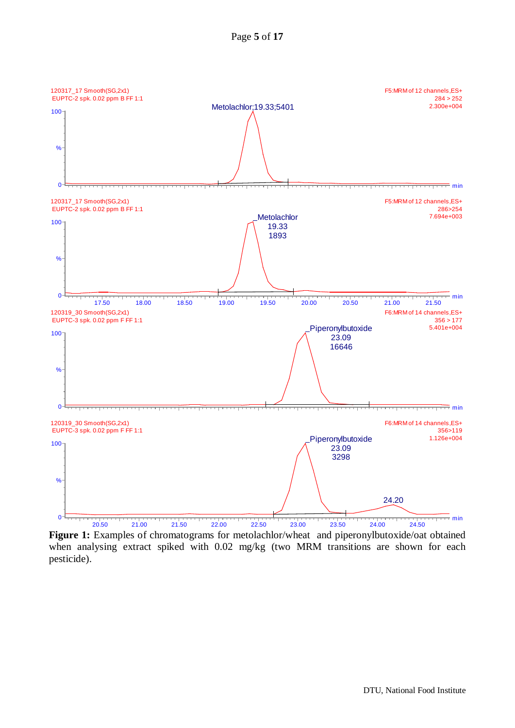**Figure 1:** Examples of chromatograms for metolachlor/wheat and piperonylbutoxide/oat obtained when analysing extract spiked with 0.02 mg/kg (two MRM transitions are shown for each pesticide).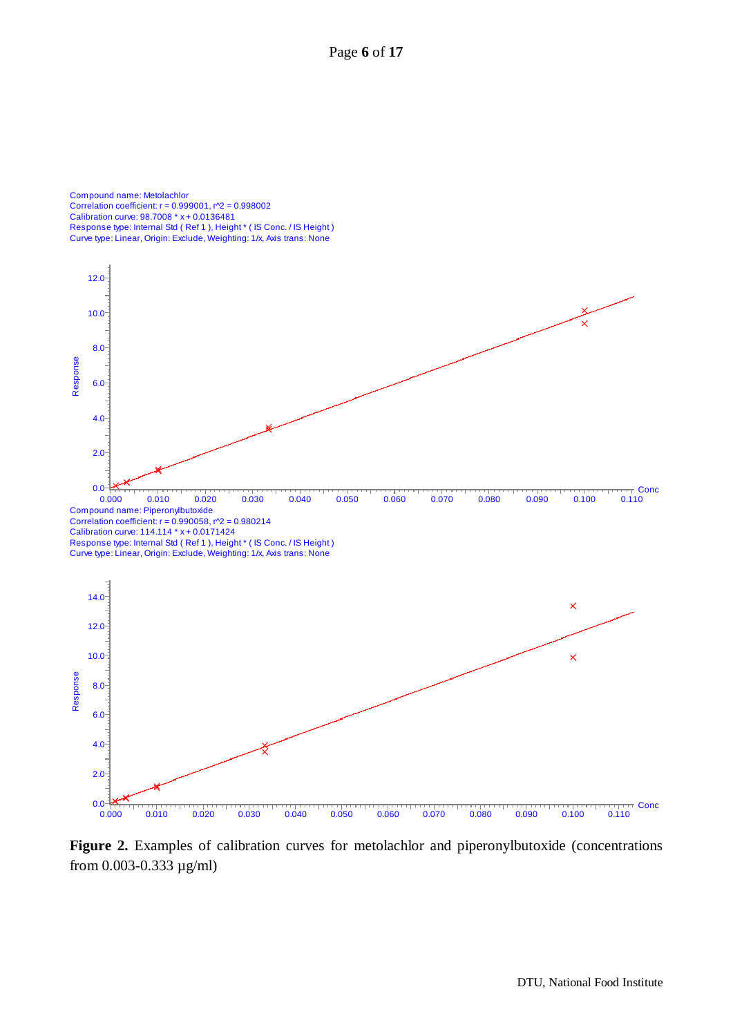Compound name: Metolachlor
Correlation coefficient: r = 0.999001, r^2 = 0.998002
Calibration curve: 98.7008 * x + 0.0136481
Response type: Internal Std ( Ref 1 ), Height * ( IS Conc. / IS Height )
Curve type: Linear, Origin: Exclude, Weighting: 1/x, Axis trans: None

Compound name: Piperonylbutoxide
Correlation coefficient: r = 0.990058, r^2 = 0.980214
Calibration curve: 114.114 * x + 0.0171424
Response type: Internal Std ( Ref 1 ), Height * ( IS Conc. / IS Height )
Curve type: Linear, Origin: Exclude, Weighting: 1/x, Axis trans: None

**Figure 2.** Examples of calibration curves for metolachlor and piperonylbutoxide (concentrations from 0.003-0.333 µg/ml)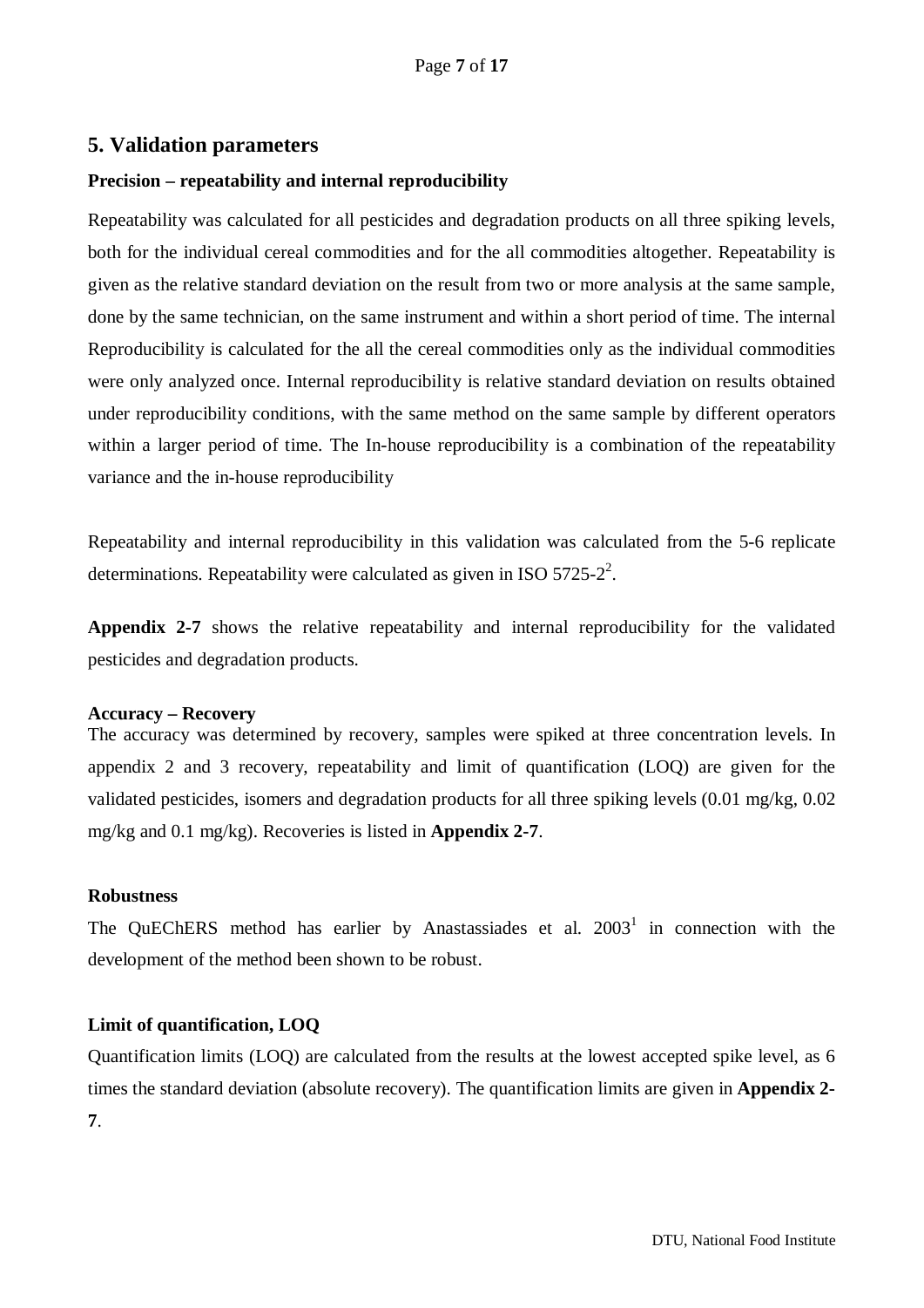## 5. Validation parameters

### Precision – repeatability and internal reproducibility

Repeatability was calculated for all pesticides and degradation products on all three spiking levels, both for the individual cereal commodities and for the all commodities altogether. Repeatability is given as the relative standard deviation on the result from two or more analysis at the same sample, done by the same technician, on the same instrument and within a short period of time. The internal Reproducibility is calculated for the all the cereal commodities only as the individual commodities were only analyzed once. Internal reproducibility is relative standard deviation on results obtained under reproducibility conditions, with the same method on the same sample by different operators within a larger period of time. The In-house reproducibility is a combination of the repeatability variance and the in-house reproducibility

Repeatability and internal reproducibility in this validation was calculated from the 5-6 replicate determinations. Repeatability were calculated as given in ISO 5725-2[2].

**Appendix 2-7** shows the relative repeatability and internal reproducibility for the validated pesticides and degradation products.

### Accuracy – Recovery

The accuracy was determined by recovery, samples were spiked at three concentration levels. In appendix 2 and 3 recovery, repeatability and limit of quantification (LOQ) are given for the validated pesticides, isomers and degradation products for all three spiking levels (0.01 mg/kg, 0.02 mg/kg and 0.1 mg/kg). Recoveries is listed in **Appendix 2-7**.

### Robustness

The QuEChERS method has earlier by Anastassiades et al. 2003[1] in connection with the development of the method been shown to be robust.

### Limit of quantification, LOQ

Quantification limits (LOQ) are calculated from the results at the lowest accepted spike level, as 6 times the standard deviation (absolute recovery). The quantification limits are given in **Appendix 2-7**.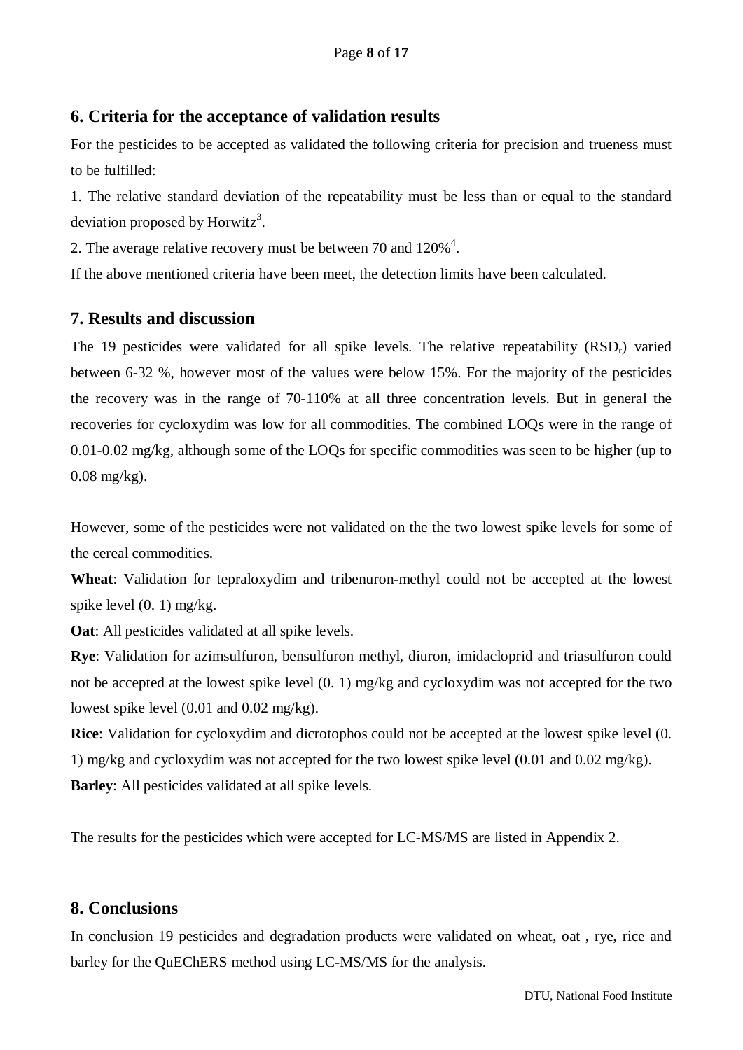## 6. Criteria for the acceptance of validation results

For the pesticides to be accepted as validated the following criteria for precision and trueness must to be fulfilled:

1. The relative standard deviation of the repeatability must be less than or equal to the standard deviation proposed by Horwitz[3].

2. The average relative recovery must be between 70 and 120%[4].

If the above mentioned criteria have been meet, the detection limits have been calculated.

## 7. Results and discussion

The 19 pesticides were validated for all spike levels. The relative repeatability ($RSD_r$) varied between 6-32 %, however most of the values were below 15%. For the majority of the pesticides the recovery was in the range of 70-110% at all three concentration levels. But in general the recoveries for cycloxydim was low for all commodities. The combined LOQs were in the range of 0.01-0.02 mg/kg, although some of the LOQs for specific commodities was seen to be higher (up to 0.08 mg/kg).

However, some of the pesticides were not validated on the the two lowest spike levels for some of the cereal commodities.

**Wheat**: Validation for tepraloxydim and tribenuron-methyl could not be accepted at the lowest spike level (0. 1) mg/kg.

**Oat**: All pesticides validated at all spike levels.

**Rye**: Validation for azimsulfuron, bensulfuron methyl, diuron, imidacloprid and triasulfuron could not be accepted at the lowest spike level (0. 1) mg/kg and cycloxydim was not accepted for the two lowest spike level (0.01 and 0.02 mg/kg).

**Rice**: Validation for cycloxydim and dicrotophos could not be accepted at the lowest spike level (0. 1) mg/kg and cycloxydim was not accepted for the two lowest spike level (0.01 and 0.02 mg/kg).

**Barley**: All pesticides validated at all spike levels.

The results for the pesticides which were accepted for LC-MS/MS are listed in Appendix 2.

## 8. Conclusions

In conclusion 19 pesticides and degradation products were validated on wheat, oat , rye, rice and barley for the QuEChERS method using LC-MS/MS for the analysis.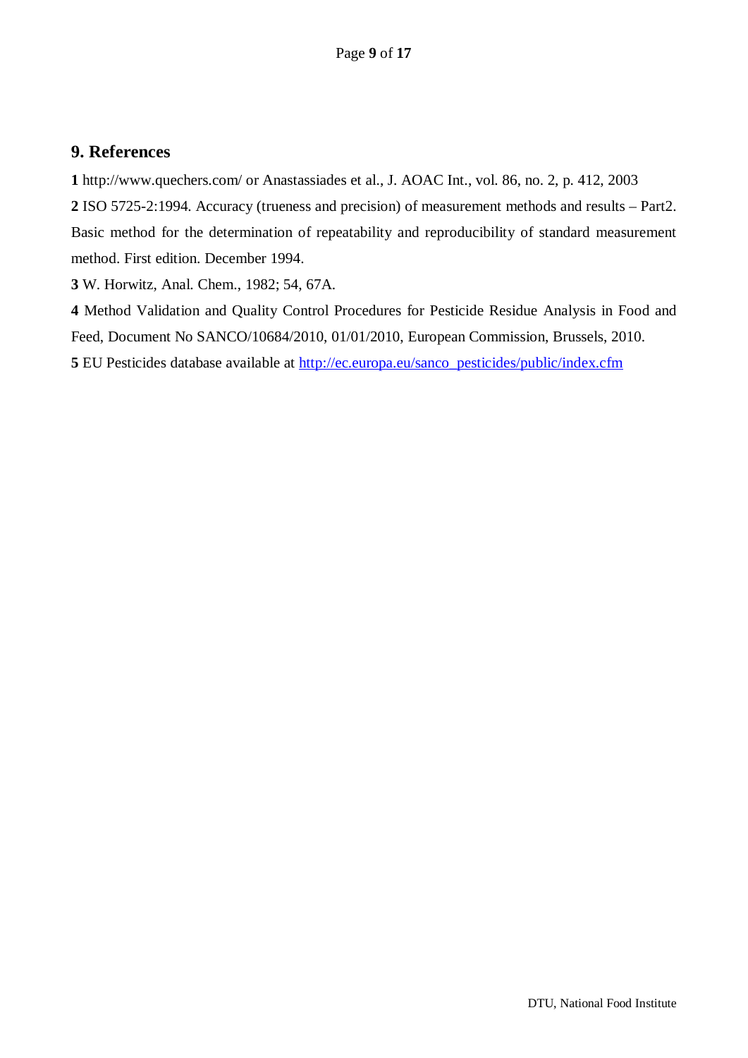## 9. References

**1** http://www.quechers.com/ or Anastassiades et al., J. AOAC Int., vol. 86, no. 2, p. 412, 2003

**2** ISO 5725-2:1994. Accuracy (trueness and precision) of measurement methods and results – Part2. Basic method for the determination of repeatability and reproducibility of standard measurement method. First edition. December 1994.

**3** W. Horwitz, Anal. Chem., 1982; 54, 67A.

**4** Method Validation and Quality Control Procedures for Pesticide Residue Analysis in Food and Feed, Document No SANCO/10684/2010, 01/01/2010, European Commission, Brussels, 2010.

**5** EU Pesticides database available at http://ec.europa.eu/sanco_pesticides/public/index.cfm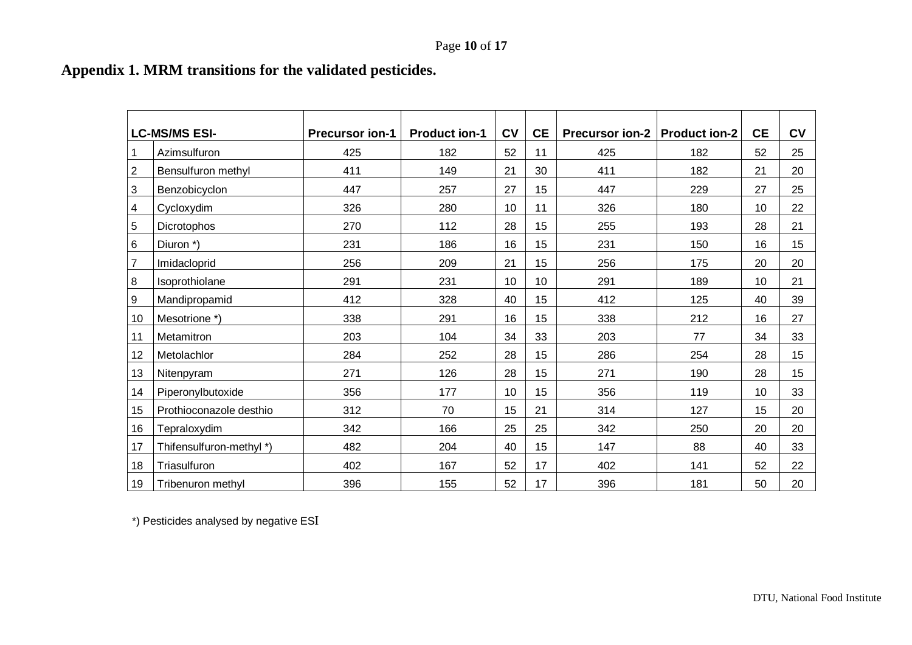## Appendix 1. MRM transitions for the validated pesticides.

| LC-MS/MS ESI- | | Precursor ion-1 | Product ion-1 | CV | CE | Precursor ion-2 | Product ion-2 | CE | CV |
|---|---|---|---|---|---|---|---|---|---|
| 1 | Azimsulfuron | 425 | 182 | 52 | 11 | 425 | 182 | 52 | 25 |
| 2 | Bensulfuron methyl | 411 | 149 | 21 | 30 | 411 | 182 | 21 | 20 |
| 3 | Benzobicyclon | 447 | 257 | 27 | 15 | 447 | 229 | 27 | 25 |
| 4 | Cycloxydim | 326 | 280 | 10 | 11 | 326 | 180 | 10 | 22 |
| 5 | Dicrotophos | 270 | 112 | 28 | 15 | 255 | 193 | 28 | 21 |
| 6 | Diuron *) | 231 | 186 | 16 | 15 | 231 | 150 | 16 | 15 |
| 7 | Imidacloprid | 256 | 209 | 21 | 15 | 256 | 175 | 20 | 20 |
| 8 | Isoprothiolane | 291 | 231 | 10 | 10 | 291 | 189 | 10 | 21 |
| 9 | Mandipropamid | 412 | 328 | 40 | 15 | 412 | 125 | 40 | 39 |
| 10 | Mesotrione *) | 338 | 291 | 16 | 15 | 338 | 212 | 16 | 27 |
| 11 | Metamitron | 203 | 104 | 34 | 33 | 203 | 77 | 34 | 33 |
| 12 | Metolachlor | 284 | 252 | 28 | 15 | 286 | 254 | 28 | 15 |
| 13 | Nitenpyram | 271 | 126 | 28 | 15 | 271 | 190 | 28 | 15 |
| 14 | Piperonylbutoxide | 356 | 177 | 10 | 15 | 356 | 119 | 10 | 33 |
| 15 | Prothioconazole desthio | 312 | 70 | 15 | 21 | 314 | 127 | 15 | 20 |
| 16 | Tepraloxydim | 342 | 166 | 25 | 25 | 342 | 250 | 20 | 20 |
| 17 | Thifensulfuron-methyl *) | 482 | 204 | 40 | 15 | 147 | 88 | 40 | 33 |
| 18 | Triasulfuron | 402 | 167 | 52 | 17 | 402 | 141 | 52 | 22 |
| 19 | Tribenuron methyl | 396 | 155 | 52 | 17 | 396 | 181 | 50 | 20 |

*) Pesticides analysed by negative ESI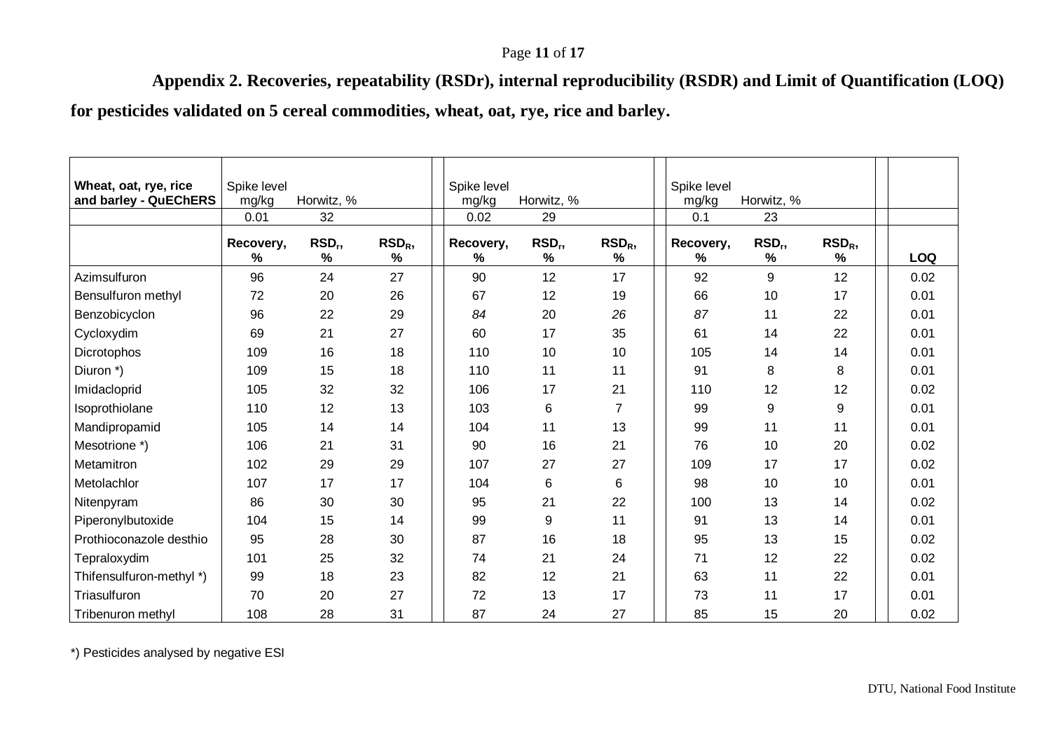## Appendix 2. Recoveries, repeatability (RSDr), internal reproducibility (RSDR) and Limit of Quantification (LOQ) for pesticides validated on 5 cereal commodities, wheat, oat, rye, rice and barley.

| Wheat, oat, rye, rice and barley - QuEChERS | Spike level mg/kg | Horwitz, % | | Spike level mg/kg | Horwitz, % | | Spike level mg/kg | Horwitz, % | | |
|---|---|---|---|---|---|---|---|---|---|---|
| | 0.01 | 32 | | 0.02 | 29 | | 0.1 | 23 | | |
| | Recovery, % | $RSD_r$, % | $RSD_R$, % | Recovery, % | $RSD_r$, % | $RSD_R$, % | Recovery, % | $RSD_r$, % | $RSD_R$, % | LOQ |
| Azimsulfuron | 96 | 24 | 27 | 90 | 12 | 17 | 92 | 9 | 12 | 0.02 |
| Bensulfuron methyl | 72 | 20 | 26 | 67 | 12 | 19 | 66 | 10 | 17 | 0.01 |
| Benzobicyclon | 96 | 22 | 29 | *84* | 20 | *26* | *87* | 11 | 22 | 0.01 |
| Cycloxydim | 69 | 21 | 27 | 60 | 17 | 35 | 61 | 14 | 22 | 0.01 |
| Dicrotophos | 109 | 16 | 18 | 110 | 10 | 10 | 105 | 14 | 14 | 0.01 |
| Diuron *) | 109 | 15 | 18 | 110 | 11 | 11 | 91 | 8 | 8 | 0.01 |
| Imidacloprid | 105 | 32 | 32 | 106 | 17 | 21 | 110 | 12 | 12 | 0.02 |
| Isoprothiolane | 110 | 12 | 13 | 103 | 6 | 7 | 99 | 9 | 9 | 0.01 |
| Mandipropamid | 105 | 14 | 14 | 104 | 11 | 13 | 99 | 11 | 11 | 0.01 |
| Mesotrione *) | 106 | 21 | 31 | 90 | 16 | 21 | 76 | 10 | 20 | 0.02 |
| Metamitron | 102 | 29 | 29 | 107 | 27 | 27 | 109 | 17 | 17 | 0.02 |
| Metolachlor | 107 | 17 | 17 | 104 | 6 | 6 | 98 | 10 | 10 | 0.01 |
| Nitenpyram | 86 | 30 | 30 | 95 | 21 | 22 | 100 | 13 | 14 | 0.02 |
| Piperonylbutoxide | 104 | 15 | 14 | 99 | 9 | 11 | 91 | 13 | 14 | 0.01 |
| Prothioconazole desthio | 95 | 28 | 30 | 87 | 16 | 18 | 95 | 13 | 15 | 0.02 |
| Tepraloxydim | 101 | 25 | 32 | 74 | 21 | 24 | 71 | 12 | 22 | 0.02 |
| Thifensulfuron-methyl *) | 99 | 18 | 23 | 82 | 12 | 21 | 63 | 11 | 22 | 0.01 |
| Triasulfuron | 70 | 20 | 27 | 72 | 13 | 17 | 73 | 11 | 17 | 0.01 |
| Tribenuron methyl | 108 | 28 | 31 | 87 | 24 | 27 | 85 | 15 | 20 | 0.02 |

*) Pesticides analysed by negative ESI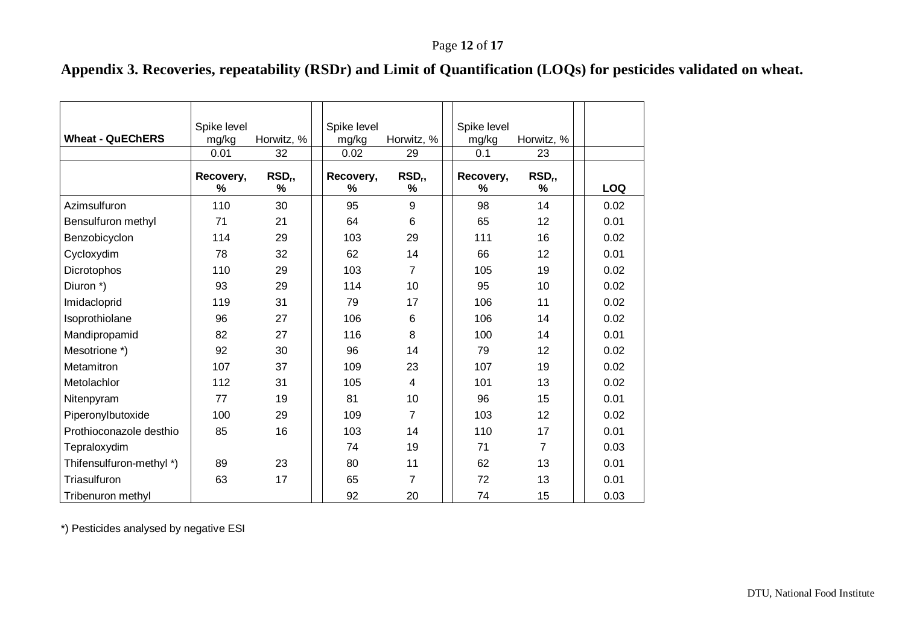# Appendix 3. Recoveries, repeatability (RSDr) and Limit of Quantification (LOQs) for pesticides validated on wheat.

| Wheat - QuEChERS | Spike level mg/kg | Horwitz, % | Spike level mg/kg | Horwitz, % | Spike level mg/kg | Horwitz, % | |
|---|---|---|---|---|---|---|---|
| | 0.01 | 32 | 0.02 | 29 | 0.1 | 23 | |
| | Recovery, % | $RSD_r$, % | Recovery, % | $RSD_r$, % | Recovery, % | $RSD_r$, % | LOQ |
| Azimsulfuron | 110 | 30 | 95 | 9 | 98 | 14 | 0.02 |
| Bensulfuron methyl | 71 | 21 | 64 | 6 | 65 | 12 | 0.01 |
| Benzobicyclon | 114 | 29 | 103 | 29 | 111 | 16 | 0.02 |
| Cycloxydim | 78 | 32 | 62 | 14 | 66 | 12 | 0.01 |
| Dicrotophos | 110 | 29 | 103 | 7 | 105 | 19 | 0.02 |
| Diuron *) | 93 | 29 | 114 | 10 | 95 | 10 | 0.02 |
| Imidacloprid | 119 | 31 | 79 | 17 | 106 | 11 | 0.02 |
| Isoprothiolane | 96 | 27 | 106 | 6 | 106 | 14 | 0.02 |
| Mandipropamid | 82 | 27 | 116 | 8 | 100 | 14 | 0.01 |
| Mesotrione *) | 92 | 30 | 96 | 14 | 79 | 12 | 0.02 |
| Metamitron | 107 | 37 | 109 | 23 | 107 | 19 | 0.02 |
| Metolachlor | 112 | 31 | 105 | 4 | 101 | 13 | 0.02 |
| Nitenpyram | 77 | 19 | 81 | 10 | 96 | 15 | 0.01 |
| Piperonylbutoxide | 100 | 29 | 109 | 7 | 103 | 12 | 0.02 |
| Prothioconazole desthio | 85 | 16 | 103 | 14 | 110 | 17 | 0.01 |
| Tepraloxydim | | | 74 | 19 | 71 | 7 | 0.03 |
| Thifensulfuron-methyl *) | 89 | 23 | 80 | 11 | 62 | 13 | 0.01 |
| Triasulfuron | 63 | 17 | 65 | 7 | 72 | 13 | 0.01 |
| Tribenuron methyl | | | 92 | 20 | 74 | 15 | 0.03 |

*) Pesticides analysed by negative ESI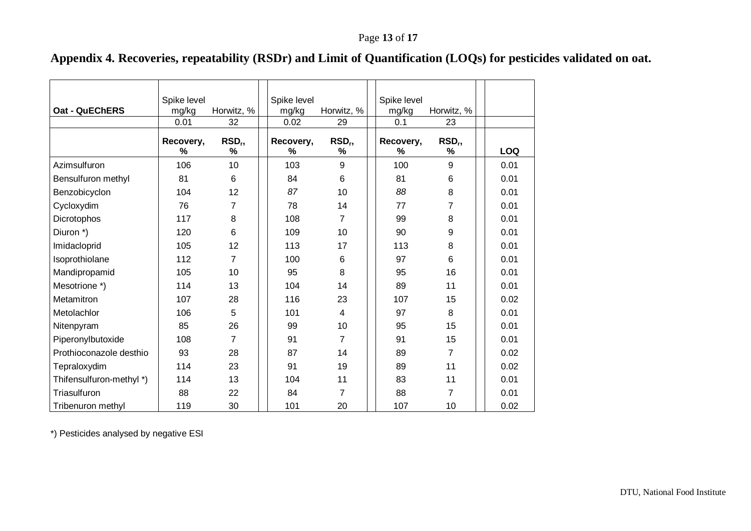# Appendix 4. Recoveries, repeatability (RSDr) and Limit of Quantification (LOQs) for pesticides validated on oat.

| Oat - QuEChERS | Spike level mg/kg | Horwitz, % | Spike level mg/kg | Horwitz, % | Spike level mg/kg | Horwitz, % | |
|---|---|---|---|---|---|---|---|
| | 0.01 | 32 | 0.02 | 29 | 0.1 | 23 | |
| | Recovery, % | $RSD_r$, % | Recovery, % | $RSD_r$, % | Recovery, % | $RSD_r$, % | LOQ |
| Azimsulfuron | 106 | 10 | 103 | 9 | 100 | 9 | 0.01 |
| Bensulfuron methyl | 81 | 6 | 84 | 6 | 81 | 6 | 0.01 |
| Benzobicyclon | 104 | 12 | *87* | 10 | *88* | 8 | 0.01 |
| Cycloxydim | 76 | 7 | 78 | 14 | 77 | 7 | 0.01 |
| Dicrotophos | 117 | 8 | 108 | 7 | 99 | 8 | 0.01 |
| Diuron *) | 120 | 6 | 109 | 10 | 90 | 9 | 0.01 |
| Imidacloprid | 105 | 12 | 113 | 17 | 113 | 8 | 0.01 |
| Isoprothiolane | 112 | 7 | 100 | 6 | 97 | 6 | 0.01 |
| Mandipropamid | 105 | 10 | 95 | 8 | 95 | 16 | 0.01 |
| Mesotrione *) | 114 | 13 | 104 | 14 | 89 | 11 | 0.01 |
| Metamitron | 107 | 28 | 116 | 23 | 107 | 15 | 0.02 |
| Metolachlor | 106 | 5 | 101 | 4 | 97 | 8 | 0.01 |
| Nitenpyram | 85 | 26 | 99 | 10 | 95 | 15 | 0.01 |
| Piperonylbutoxide | 108 | 7 | 91 | 7 | 91 | 15 | 0.01 |
| Prothioconazole desthio | 93 | 28 | 87 | 14 | 89 | 7 | 0.02 |
| Tepraloxydim | 114 | 23 | 91 | 19 | 89 | 11 | 0.02 |
| Thifensulfuron-methyl *) | 114 | 13 | 104 | 11 | 83 | 11 | 0.01 |
| Triasulfuron | 88 | 22 | 84 | 7 | 88 | 7 | 0.01 |
| Tribenuron methyl | 119 | 30 | 101 | 20 | 107 | 10 | 0.02 |

*) Pesticides analysed by negative ESI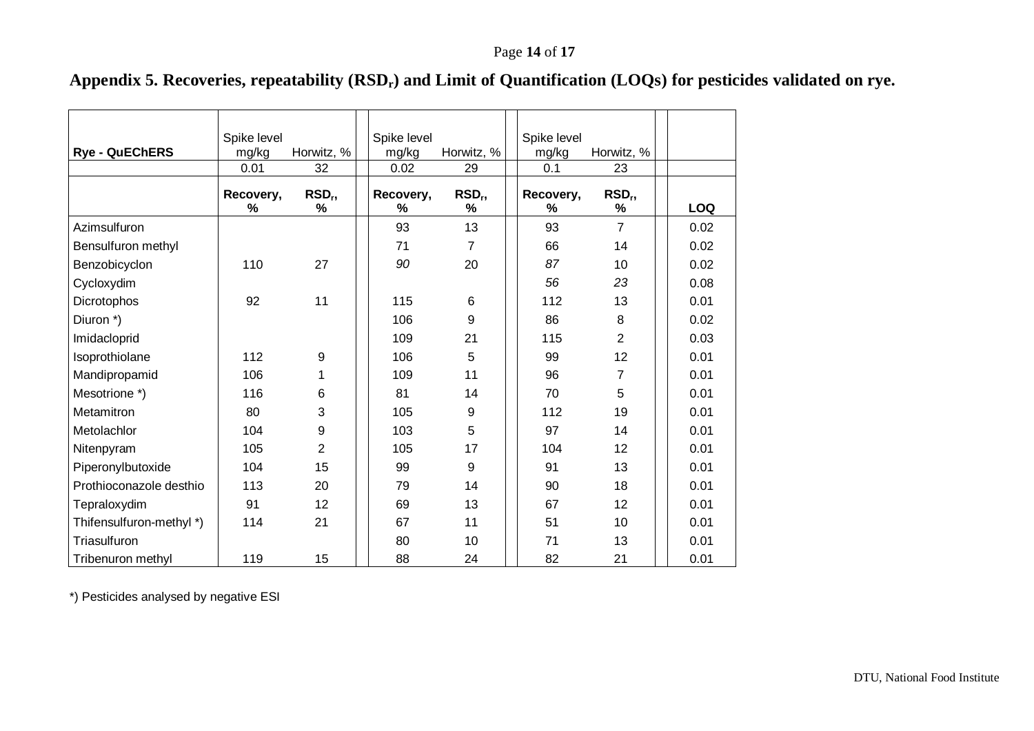## Appendix 5. Recoveries, repeatability ($RSD_r$) and Limit of Quantification (LOQs) for pesticides validated on rye.

| Rye - QuEChERS | Spike level mg/kg | Horwitz, % | Spike level mg/kg | Horwitz, % | Spike level mg/kg | Horwitz, % | |
|---|---|---|---|---|---|---|---|
| | 0.01 | 32 | 0.02 | 29 | 0.1 | 23 | |
| | **Recovery, %** | **$RSD_r$, %** | **Recovery, %** | **$RSD_r$, %** | **Recovery, %** | **$RSD_r$, %** | **LOQ** |
| Azimsulfuron | | | 93 | 13 | 93 | 7 | 0.02 |
| Bensulfuron methyl | | | 71 | 7 | 66 | 14 | 0.02 |
| Benzobicyclon | 110 | 27 | *90* | 20 | *87* | 10 | 0.02 |
| Cycloxydim | | | | | *56* | *23* | 0.08 |
| Dicrotophos | 92 | 11 | 115 | 6 | 112 | 13 | 0.01 |
| Diuron *) | | | 106 | 9 | 86 | 8 | 0.02 |
| Imidacloprid | | | 109 | 21 | 115 | 2 | 0.03 |
| Isoprothiolane | 112 | 9 | 106 | 5 | 99 | 12 | 0.01 |
| Mandipropamid | 106 | 1 | 109 | 11 | 96 | 7 | 0.01 |
| Mesotrione *) | 116 | 6 | 81 | 14 | 70 | 5 | 0.01 |
| Metamitron | 80 | 3 | 105 | 9 | 112 | 19 | 0.01 |
| Metolachlor | 104 | 9 | 103 | 5 | 97 | 14 | 0.01 |
| Nitenpyram | 105 | 2 | 105 | 17 | 104 | 12 | 0.01 |
| Piperonylbutoxide | 104 | 15 | 99 | 9 | 91 | 13 | 0.01 |
| Prothioconazole desthio | 113 | 20 | 79 | 14 | 90 | 18 | 0.01 |
| Tepraloxydim | 91 | 12 | 69 | 13 | 67 | 12 | 0.01 |
| Thifensulfuron-methyl *) | 114 | 21 | 67 | 11 | 51 | 10 | 0.01 |
| Triasulfuron | | | 80 | 10 | 71 | 13 | 0.01 |
| Tribenuron methyl | 119 | 15 | 88 | 24 | 82 | 21 | 0.01 |

*) Pesticides analysed by negative ESI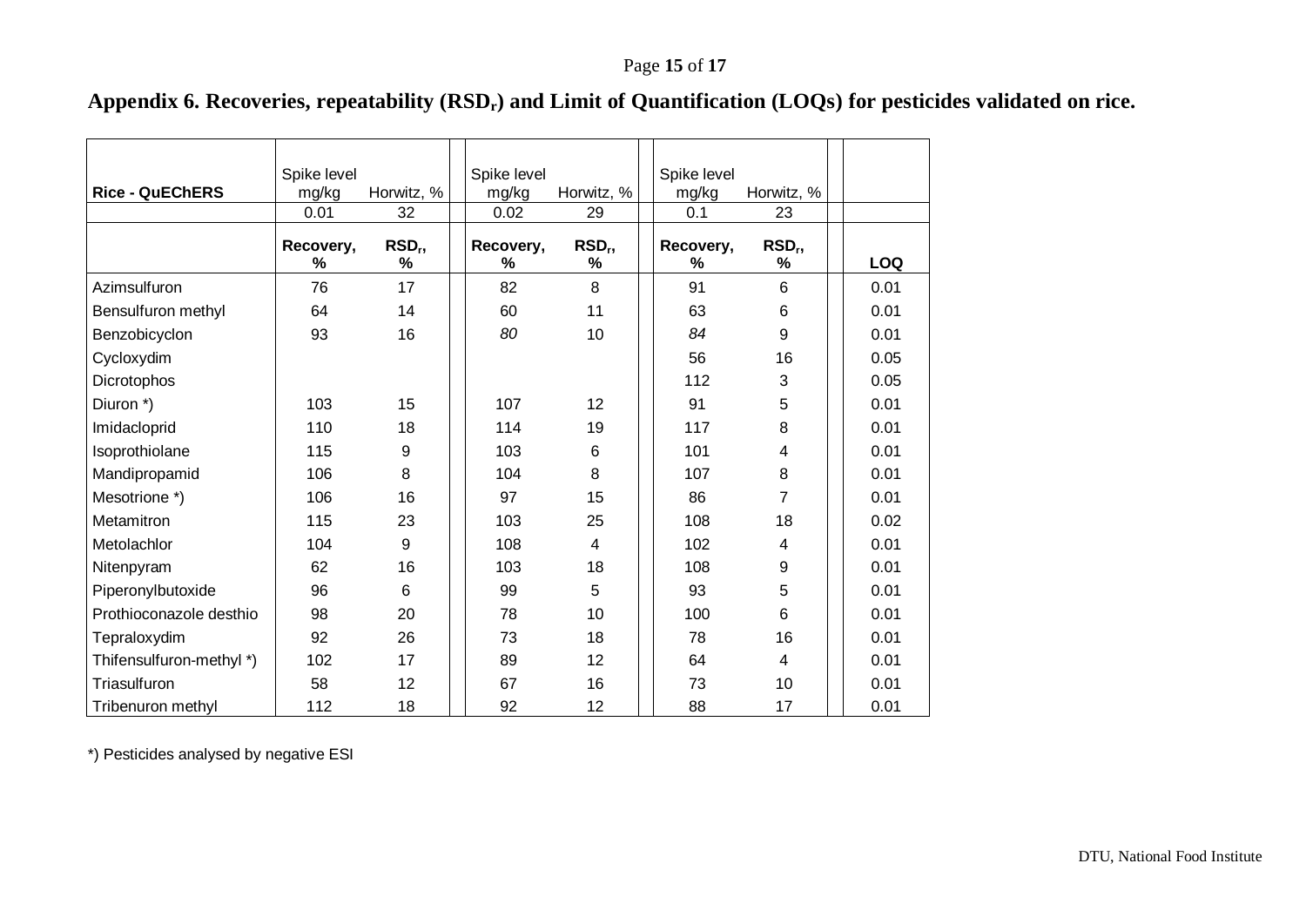## Appendix 6. Recoveries, repeatability ($RSD_r$) and Limit of Quantification (LOQs) for pesticides validated on rice.

| Rice - QuEChERS | Spike level mg/kg | Horwitz, % | Spike level mg/kg | Horwitz, % | Spike level mg/kg | Horwitz, % | |
|---|---|---|---|---|---|---|---|
| | 0.01 | 32 | 0.02 | 29 | 0.1 | 23 | |
| | **Recovery, %** | **$RSD_r$, %** | **Recovery, %** | **$RSD_r$, %** | **Recovery, %** | **$RSD_r$, %** | **LOQ** |
| Azimsulfuron | 76 | 17 | 82 | 8 | 91 | 6 | 0.01 |
| Bensulfuron methyl | 64 | 14 | 60 | 11 | 63 | 6 | 0.01 |
| Benzobicyclon | 93 | 16 | *80* | 10 | *84* | 9 | 0.01 |
| Cycloxydim | | | | | 56 | 16 | 0.05 |
| Dicrotophos | | | | | 112 | 3 | 0.05 |
| Diuron *) | 103 | 15 | 107 | 12 | 91 | 5 | 0.01 |
| Imidacloprid | 110 | 18 | 114 | 19 | 117 | 8 | 0.01 |
| Isoprothiolane | 115 | 9 | 103 | 6 | 101 | 4 | 0.01 |
| Mandipropamid | 106 | 8 | 104 | 8 | 107 | 8 | 0.01 |
| Mesotrione *) | 106 | 16 | 97 | 15 | 86 | 7 | 0.01 |
| Metamitron | 115 | 23 | 103 | 25 | 108 | 18 | 0.02 |
| Metolachlor | 104 | 9 | 108 | 4 | 102 | 4 | 0.01 |
| Nitenpyram | 62 | 16 | 103 | 18 | 108 | 9 | 0.01 |
| Piperonylbutoxide | 96 | 6 | 99 | 5 | 93 | 5 | 0.01 |
| Prothioconazole desthio | 98 | 20 | 78 | 10 | 100 | 6 | 0.01 |
| Tepraloxydim | 92 | 26 | 73 | 18 | 78 | 16 | 0.01 |
| Thifensulfuron-methyl *) | 102 | 17 | 89 | 12 | 64 | 4 | 0.01 |
| Triasulfuron | 58 | 12 | 67 | 16 | 73 | 10 | 0.01 |
| Tribenuron methyl | 112 | 18 | 92 | 12 | 88 | 17 | 0.01 |

*) Pesticides analysed by negative ESI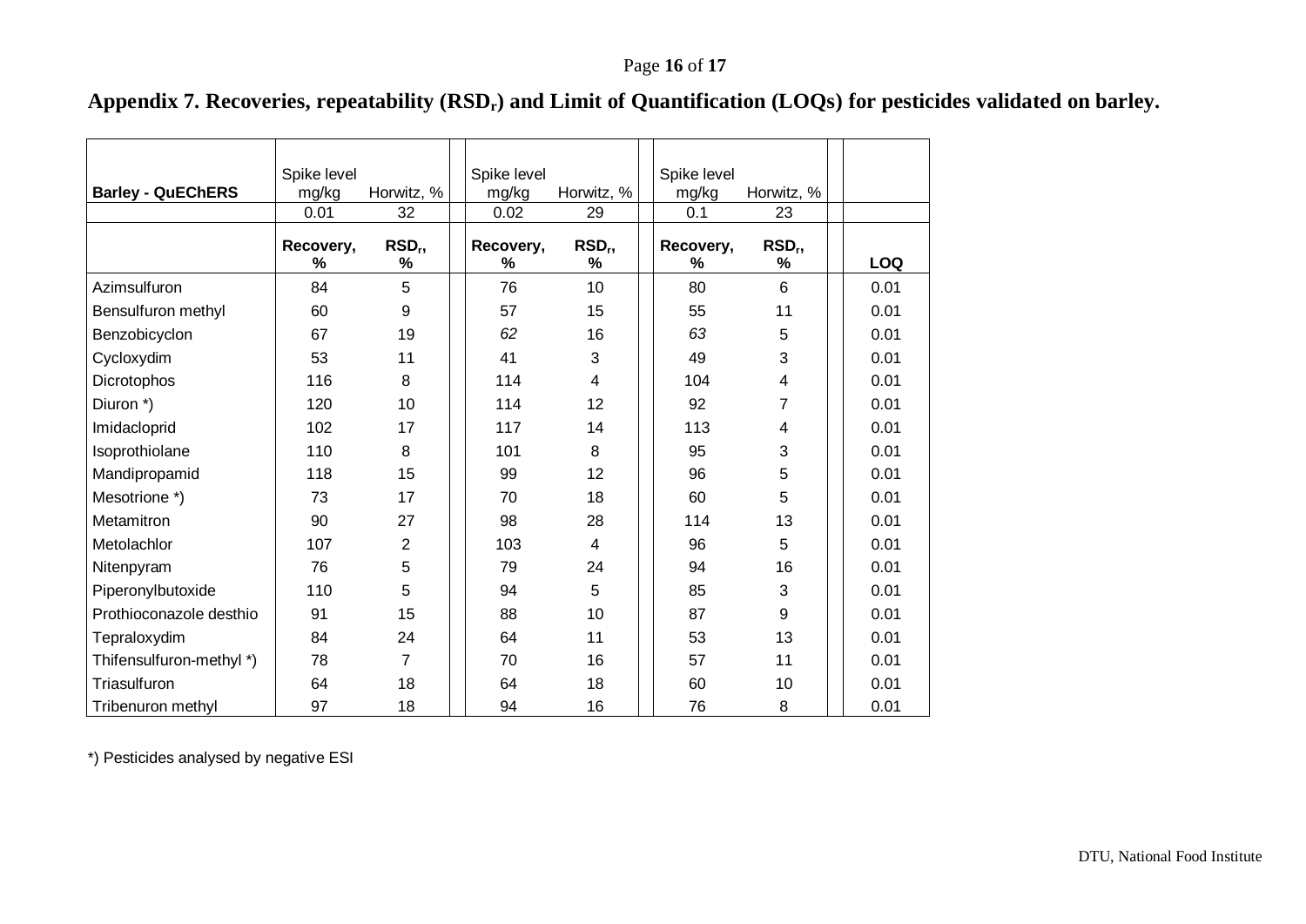## Appendix 7. Recoveries, repeatability ($RSD_r$) and Limit of Quantification (LOQs) for pesticides validated on barley.

| Barley - QuEChERS | Spike level mg/kg | Horwitz, % | Spike level mg/kg | Horwitz, % | Spike level mg/kg | Horwitz, % | |
|---|---|---|---|---|---|---|---|
| | 0.01 | 32 | 0.02 | 29 | 0.1 | 23 | |
| | **Recovery, %** | **$RSD_r$, %** | **Recovery, %** | **$RSD_r$, %** | **Recovery, %** | **$RSD_r$, %** | **LOQ** |
| Azimsulfuron | 84 | 5 | 76 | 10 | 80 | 6 | 0.01 |
| Bensulfuron methyl | 60 | 9 | 57 | 15 | 55 | 11 | 0.01 |
| Benzobicyclon | 67 | 19 | *62* | 16 | *63* | 5 | 0.01 |
| Cycloxydim | 53 | 11 | 41 | 3 | 49 | 3 | 0.01 |
| Dicrotophos | 116 | 8 | 114 | 4 | 104 | 4 | 0.01 |
| Diuron *) | 120 | 10 | 114 | 12 | 92 | 7 | 0.01 |
| Imidacloprid | 102 | 17 | 117 | 14 | 113 | 4 | 0.01 |
| Isoprothiolane | 110 | 8 | 101 | 8 | 95 | 3 | 0.01 |
| Mandipropamid | 118 | 15 | 99 | 12 | 96 | 5 | 0.01 |
| Mesotrione *) | 73 | 17 | 70 | 18 | 60 | 5 | 0.01 |
| Metamitron | 90 | 27 | 98 | 28 | 114 | 13 | 0.01 |
| Metolachlor | 107 | 2 | 103 | 4 | 96 | 5 | 0.01 |
| Nitenpyram | 76 | 5 | 79 | 24 | 94 | 16 | 0.01 |
| Piperonylbutoxide | 110 | 5 | 94 | 5 | 85 | 3 | 0.01 |
| Prothioconazole desthio | 91 | 15 | 88 | 10 | 87 | 9 | 0.01 |
| Tepraloxydim | 84 | 24 | 64 | 11 | 53 | 13 | 0.01 |
| Thifensulfuron-methyl *) | 78 | 7 | 70 | 16 | 57 | 11 | 0.01 |
| Triasulfuron | 64 | 18 | 64 | 18 | 60 | 10 | 0.01 |
| Tribenuron methyl | 97 | 18 | 94 | 16 | 76 | 8 | 0.01 |

*) Pesticides analysed by negative ESI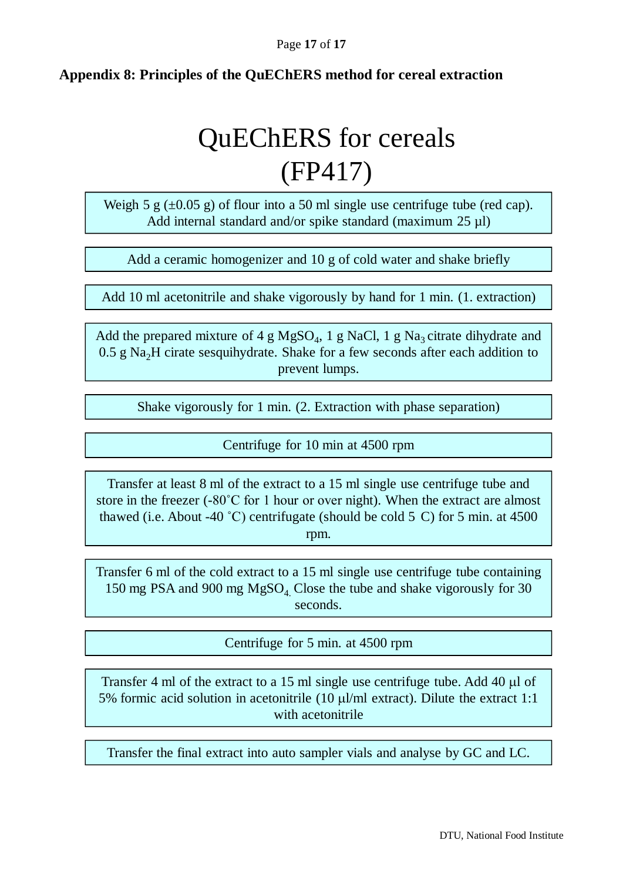**Appendix 8: Principles of the QuEChERS method for cereal extraction**

# QuEChERS for cereals (FP417)

Weigh 5 g (±0.05 g) of flour into a 50 ml single use centrifuge tube (red cap). Add internal standard and/or spike standard (maximum 25 µl)

Add a ceramic homogenizer and 10 g of cold water and shake briefly

Add 10 ml acetonitrile and shake vigorously by hand for 1 min. (1. extraction)

Add the prepared mixture of 4 g $MgSO_4$, 1 g NaCl, 1 g $Na_3$ citrate dihydrate and 0.5 g $Na_2H$ cirate sesquihydrate. Shake for a few seconds after each addition to prevent lumps.

Shake vigorously for 1 min. (2. Extraction with phase separation)

Centrifuge for 10 min at 4500 rpm

Transfer at least 8 ml of the extract to a 15 ml single use centrifuge tube and store in the freezer (-80˚C for 1 hour or over night). When the extract are almost thawed (i.e. About -40 ˚C) centrifugate (should be cold 5 C) for 5 min. at 4500 rpm.

Transfer 6 ml of the cold extract to a 15 ml single use centrifuge tube containing 150 mg PSA and 900 mg $MgSO_4$. Close the tube and shake vigorously for 30 seconds.

Centrifuge for 5 min. at 4500 rpm

Transfer 4 ml of the extract to a 15 ml single use centrifuge tube. Add 40 µl of 5% formic acid solution in acetonitrile (10 µl/ml extract). Dilute the extract 1:1 with acetonitrile

Transfer the final extract into auto sampler vials and analyse by GC and LC.